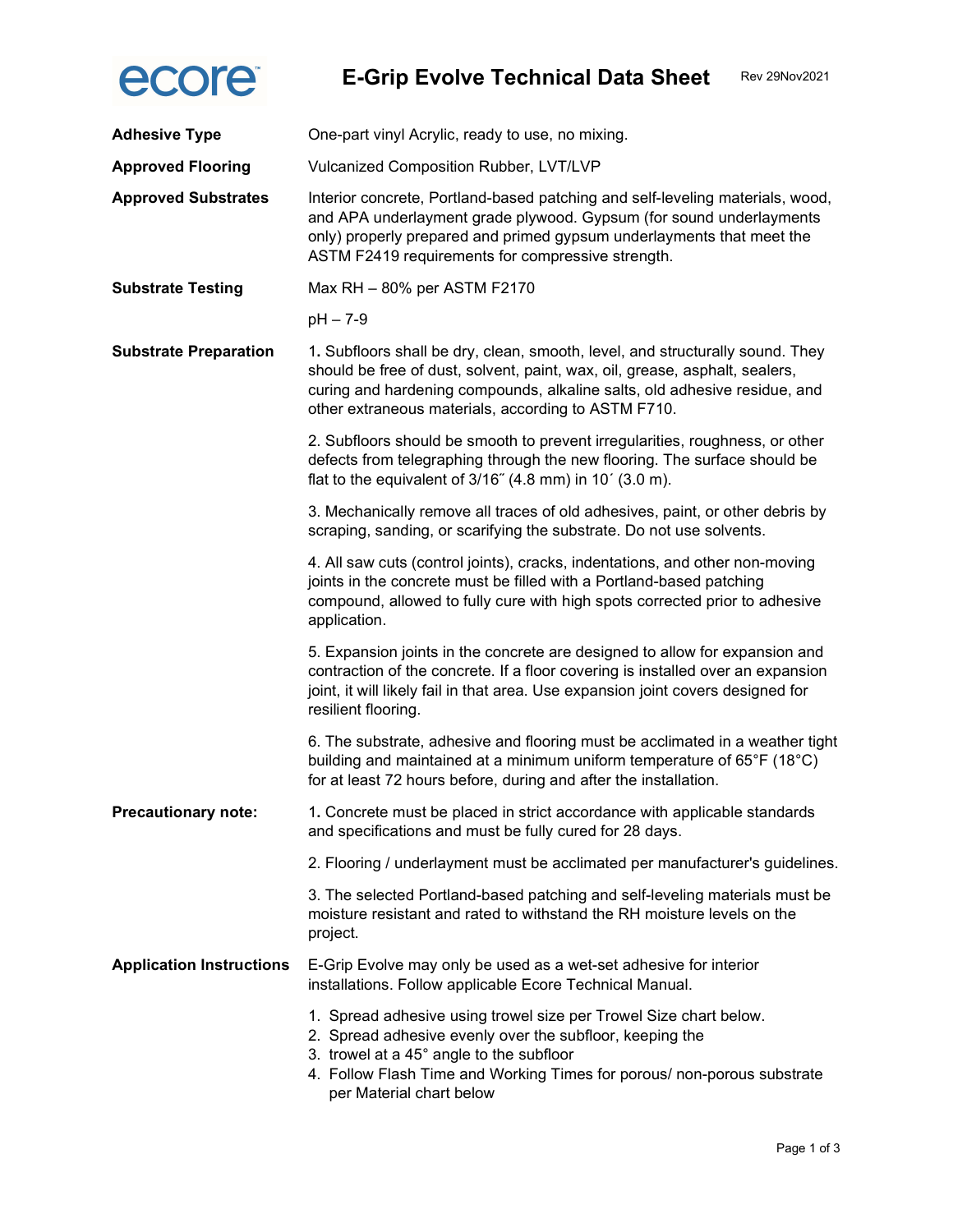ecore

# E-Grip Evolve Technical Data Sheet

Rev 29Nov2021

**Adhesive Type**

One-part vinyl Acrylic, ready to use, no mixing.

**Approved Flooring**

Vulcanized Composition Rubber, LVT/LVP

**Approved Substrates**

Interior concrete, Portland-based patching and self-leveling materials, wood, and APA underlayment grade plywood. Gypsum (for sound underlayments only) properly prepared and primed gypsum underlayments that meet the ASTM F2419 requirements for compressive strength.

**Substrate Testing**

Max RH – 80% per ASTM F2170

pH – 7-9

**Substrate Preparation**

1. Subfloors shall be dry, clean, smooth, level, and structurally sound. They should be free of dust, solvent, paint, wax, oil, grease, asphalt, sealers, curing and hardening compounds, alkaline salts, old adhesive residue, and other extraneous materials, according to ASTM F710.

2. Subfloors should be smooth to prevent irregularities, roughness, or other defects from telegraphing through the new flooring. The surface should be flat to the equivalent of 3/16˝ (4.8 mm) in 10´ (3.0 m).

3. Mechanically remove all traces of old adhesives, paint, or other debris by scraping, sanding, or scarifying the substrate. Do not use solvents.

4. All saw cuts (control joints), cracks, indentations, and other non-moving joints in the concrete must be filled with a Portland-based patching compound, allowed to fully cure with high spots corrected prior to adhesive application.

5. Expansion joints in the concrete are designed to allow for expansion and contraction of the concrete. If a floor covering is installed over an expansion joint, it will likely fail in that area. Use expansion joint covers designed for resilient flooring.

6. The substrate, adhesive and flooring must be acclimated in a weather tight building and maintained at a minimum uniform temperature of 65°F (18°C) for at least 72 hours before, during and after the installation.

**Precautionary note:**

1. Concrete must be placed in strict accordance with applicable standards and specifications and must be fully cured for 28 days.

2. Flooring / underlayment must be acclimated per manufacturer's guidelines.

3. The selected Portland-based patching and self-leveling materials must be moisture resistant and rated to withstand the RH moisture levels on the project.

**Application Instructions**

E-Grip Evolve may only be used as a wet-set adhesive for interior installations. Follow applicable Ecore Technical Manual.

1. Spread adhesive using trowel size per Trowel Size chart below.
2. Spread adhesive evenly over the subfloor, keeping the
3. trowel at a 45° angle to the subfloor
4. Follow Flash Time and Working Times for porous/ non-porous substrate per Material chart below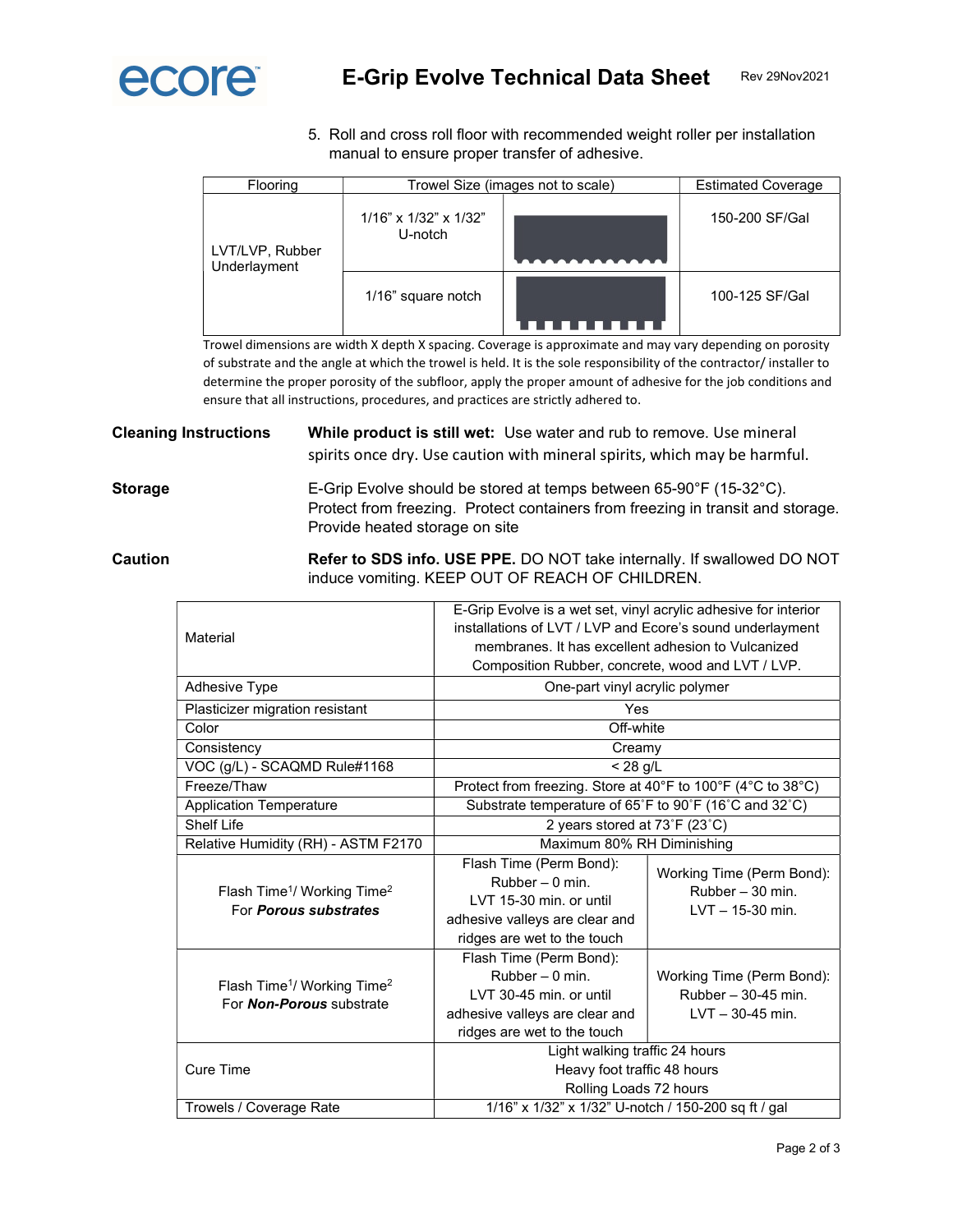5. Roll and cross roll floor with recommended weight roller per installation manual to ensure proper transfer of adhesive.

| Flooring | Trowel Size (images not to scale) | | Estimated Coverage |
|---|---|---|---|
| LVT/LVP, Rubber Underlayment | 1/16" x 1/32" x 1/32" U-notch | | 150-200 SF/Gal |
| | 1/16" square notch | | 100-125 SF/Gal |

Trowel dimensions are width X depth X spacing. Coverage is approximate and may vary depending on porosity of substrate and the angle at which the trowel is held. It is the sole responsibility of the contractor/ installer to determine the proper porosity of the subfloor, apply the proper amount of adhesive for the job conditions and ensure that all instructions, procedures, and practices are strictly adhered to.

**Cleaning Instructions**

**While product is still wet:** Use water and rub to remove. Use mineral spirits once dry. Use caution with mineral spirits, which may be harmful.

**Storage**

E-Grip Evolve should be stored at temps between 65-90°F (15-32°C). Protect from freezing. Protect containers from freezing in transit and storage. Provide heated storage on site

**Caution**

**Refer to SDS info. USE PPE.** DO NOT take internally. If swallowed DO NOT induce vomiting. KEEP OUT OF REACH OF CHILDREN.

| Property | Description | |
|---|---|---|
| Material | E-Grip Evolve is a wet set, vinyl acrylic adhesive for interior installations of LVT / LVP and Ecore's sound underlayment membranes. It has excellent adhesion to Vulcanized Composition Rubber, concrete, wood and LVT / LVP. | |
| Adhesive Type | One-part vinyl acrylic polymer | |
| Plasticizer migration resistant | Yes | |
| Color | Off-white | |
| Consistency | Creamy | |
| VOC (g/L) - SCAQMD Rule#1168 | < 28 g/L | |
| Freeze/Thaw | Protect from freezing. Store at 40°F to 100°F (4°C to 38°C) | |
| Application Temperature | Substrate temperature of 65˚F to 90˚F (16˚C and 32˚C) | |
| Shelf Life | 2 years stored at 73˚F (23˚C) | |
| Relative Humidity (RH) - ASTM F2170 | Maximum 80% RH Diminishing | |
| Flash Time[1]/ Working Time[2] For ***Porous substrates*** | Flash Time (Perm Bond): Rubber – 0 min. LVT 15-30 min. or until adhesive valleys are clear and ridges are wet to the touch | Working Time (Perm Bond): Rubber – 30 min. LVT – 15-30 min. |
| Flash Time[1]/ Working Time[2] For ***Non-Porous*** substrate | Flash Time (Perm Bond): Rubber – 0 min. LVT 30-45 min. or until adhesive valleys are clear and ridges are wet to the touch | Working Time (Perm Bond): Rubber – 30-45 min. LVT – 30-45 min. |
| Cure Time | Light walking traffic 24 hours<br>Heavy foot traffic 48 hours<br>Rolling Loads 72 hours | |
| Trowels / Coverage Rate | 1/16" x 1/32" x 1/32" U-notch / 150-200 sq ft / gal | |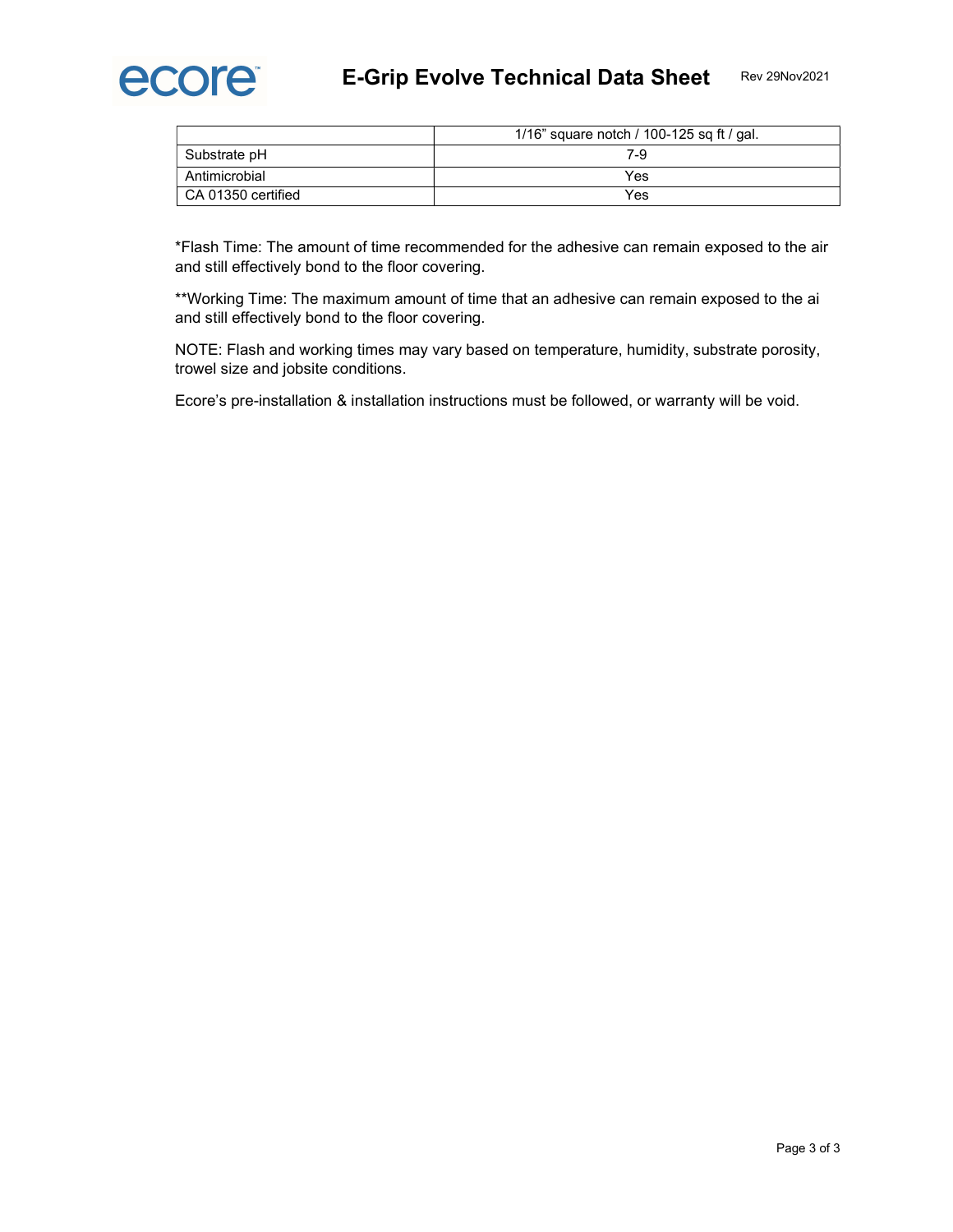| | |
|---|---|
| | 1/16" square notch / 100-125 sq ft / gal. |
| Substrate pH | 7-9 |
| Antimicrobial | Yes |
| CA 01350 certified | Yes |

*Flash Time: The amount of time recommended for the adhesive can remain exposed to the air and still effectively bond to the floor covering.

**Working Time: The maximum amount of time that an adhesive can remain exposed to the ai and still effectively bond to the floor covering.

NOTE: Flash and working times may vary based on temperature, humidity, substrate porosity, trowel size and jobsite conditions.

Ecore's pre-installation & installation instructions must be followed, or warranty will be void.